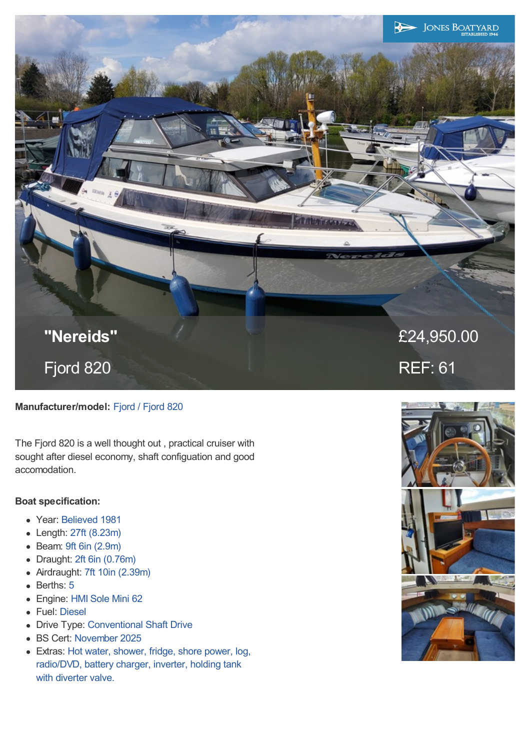# "Nereids"

## Fjord 820

£24,950.00

REF: 61

**Manufacturer/model:** Fjord / Fjord 820

The Fjord 820 is a well thought out , practical cruiser with sought after diesel economy, shaft configuation and good accomodation.

**Boat specification:**

- Year: Believed 1981
- Length: 27ft (8.23m)
- Beam: 9ft 6in (2.9m)
- Draught: 2ft 6in (0.76m)
- Airdraught: 7ft 10in (2.39m)
- Berths: 5
- Engine: HMI Sole Mini 62
- Fuel: Diesel
- Drive Type: Conventional Shaft Drive
- BS Cert: November 2025
- Extras: Hot water, shower, fridge, shore power, log, radio/DVD, battery charger, inverter, holding tank with diverter valve.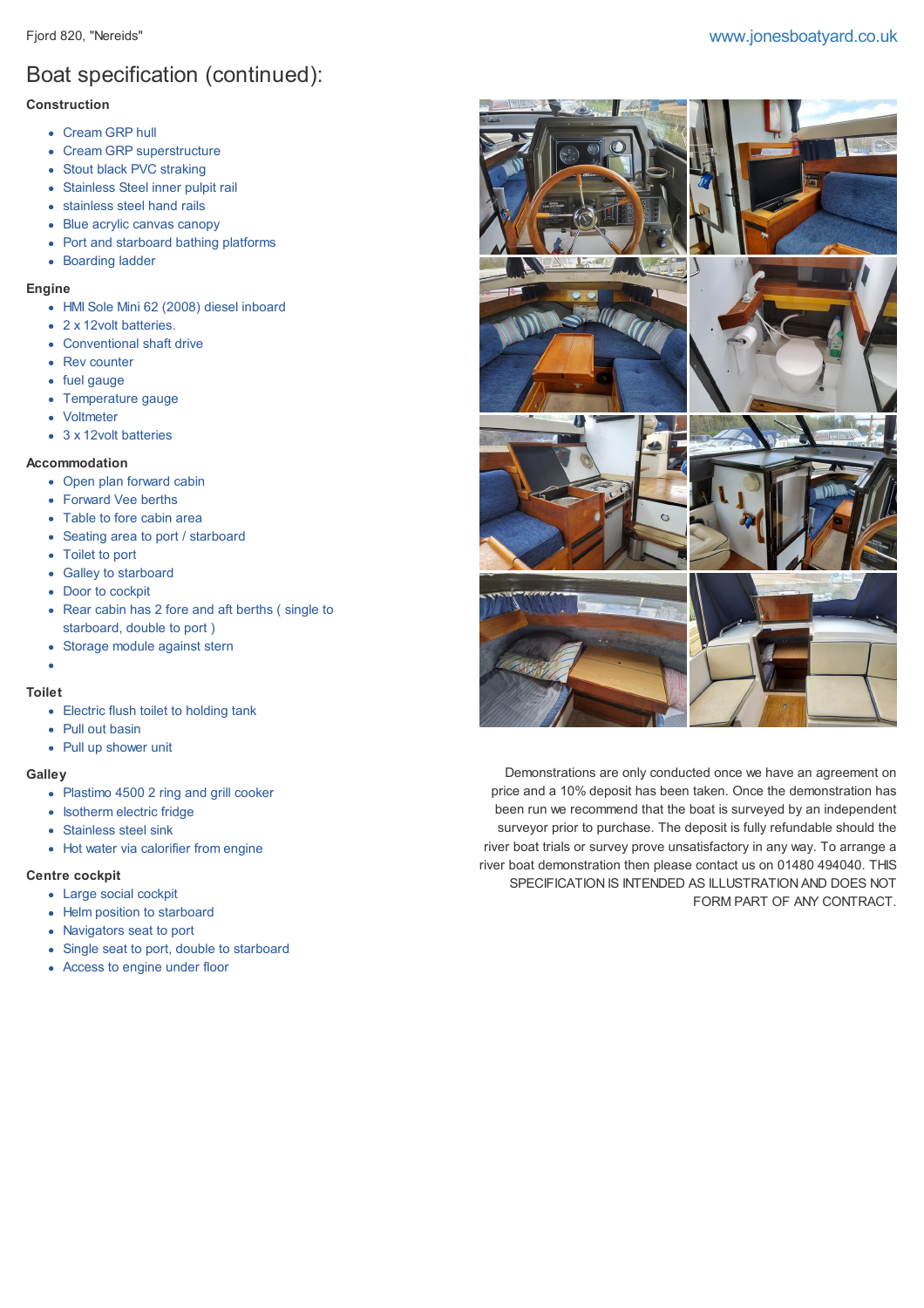# Boat specification (continued):

**Construction**

- Cream GRP hull
- Cream GRP superstructure
- Stout black PVC straking
- Stainless Steel inner pulpit rail
- stainless steel hand rails
- Blue acrylic canvas canopy
- Port and starboard bathing platforms
- Boarding ladder

**Engine**

- HMI Sole Mini 62 (2008) diesel inboard
- 2 x 12volt batteries.
- Conventional shaft drive
- Rev counter
- fuel gauge
- Temperature gauge
- Voltmeter
- 3 x 12volt batteries

**Accommodation**

- Open plan forward cabin
- Forward Vee berths
- Table to fore cabin area
- Seating area to port / starboard
- Toilet to port
- Galley to starboard
- Door to cockpit
- Rear cabin has 2 fore and aft berths ( single to starboard, double to port )
- Storage module against stern

**Toilet**

- Electric flush toilet to holding tank
- Pull out basin
- Pull up shower unit

**Galley**

- Plastimo 4500 2 ring and grill cooker
- Isotherm electric fridge
- Stainless Steel sink
- Hot water via calorifier from engine

**Centre cockpit**

- Large social cockpit
- Helm position to starboard
- Navigators seat to port
- Single seat to port, double to starboard
- Access to engine under floor

Demonstrations are only conducted once we have an agreement on price and a 10% deposit has been taken. Once the demonstration has been run we recommend that the boat is surveyed by an independent surveyor prior to purchase. The deposit is fully refundable should the river boat trials or survey prove unsatisfactory in any way. To arrange a river boat demonstration then please contact us on 01480 494040. THIS SPECIFICATION IS INTENDED AS ILLUSTRATION AND DOES NOT FORM PART OF ANY CONTRACT.